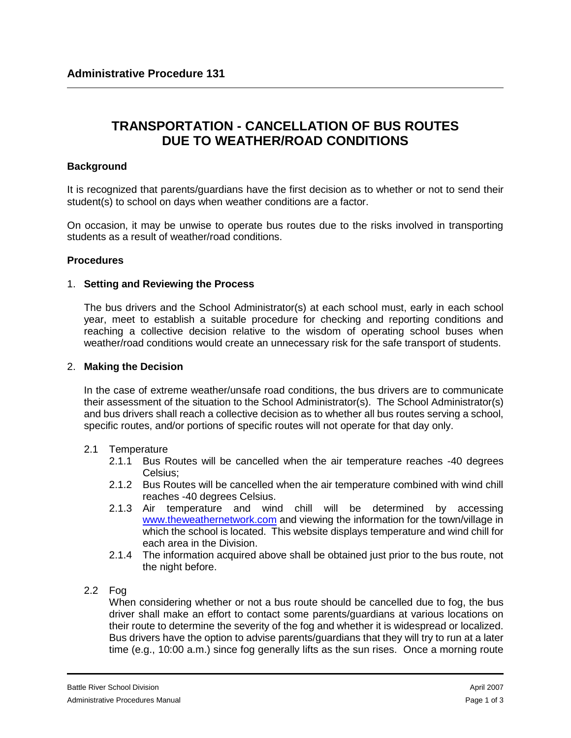# Administrative Procedure 131

## TRANSPORTATION - CANCELLATION OF BUS ROUTES DUE TO WEATHER/ROAD CONDITIONS

### Background

It is recognized that parents/guardians have the first decision as to whether or not to send their student(s) to school on days when weather conditions are a factor.

On occasion, it may be unwise to operate bus routes due to the risks involved in transporting students as a result of weather/road conditions.

### Procedures

1. **Setting and Reviewing the Process**

   The bus drivers and the School Administrator(s) at each school must, early in each school year, meet to establish a suitable procedure for checking and reporting conditions and reaching a collective decision relative to the wisdom of operating school buses when weather/road conditions would create an unnecessary risk for the safe transport of students.

2. **Making the Decision**

   In the case of extreme weather/unsafe road conditions, the bus drivers are to communicate their assessment of the situation to the School Administrator(s). The School Administrator(s) and bus drivers shall reach a collective decision as to whether all bus routes serving a school, specific routes, and/or portions of specific routes will not operate for that day only.

   2.1 Temperature

   2.1.1 Bus Routes will be cancelled when the air temperature reaches -40 degrees Celsius;

   2.1.2 Bus Routes will be cancelled when the air temperature combined with wind chill reaches -40 degrees Celsius.

   2.1.3 Air temperature and wind chill will be determined by accessing www.theweathernetwork.com and viewing the information for the town/village in which the school is located. This website displays temperature and wind chill for each area in the Division.

   2.1.4 The information acquired above shall be obtained just prior to the bus route, not the night before.

   2.2 Fog

   When considering whether or not a bus route should be cancelled due to fog, the bus driver shall make an effort to contact some parents/guardians at various locations on their route to determine the severity of the fog and whether it is widespread or localized. Bus drivers have the option to advise parents/guardians that they will try to run at a later time (e.g., 10:00 a.m.) since fog generally lifts as the sun rises. Once a morning route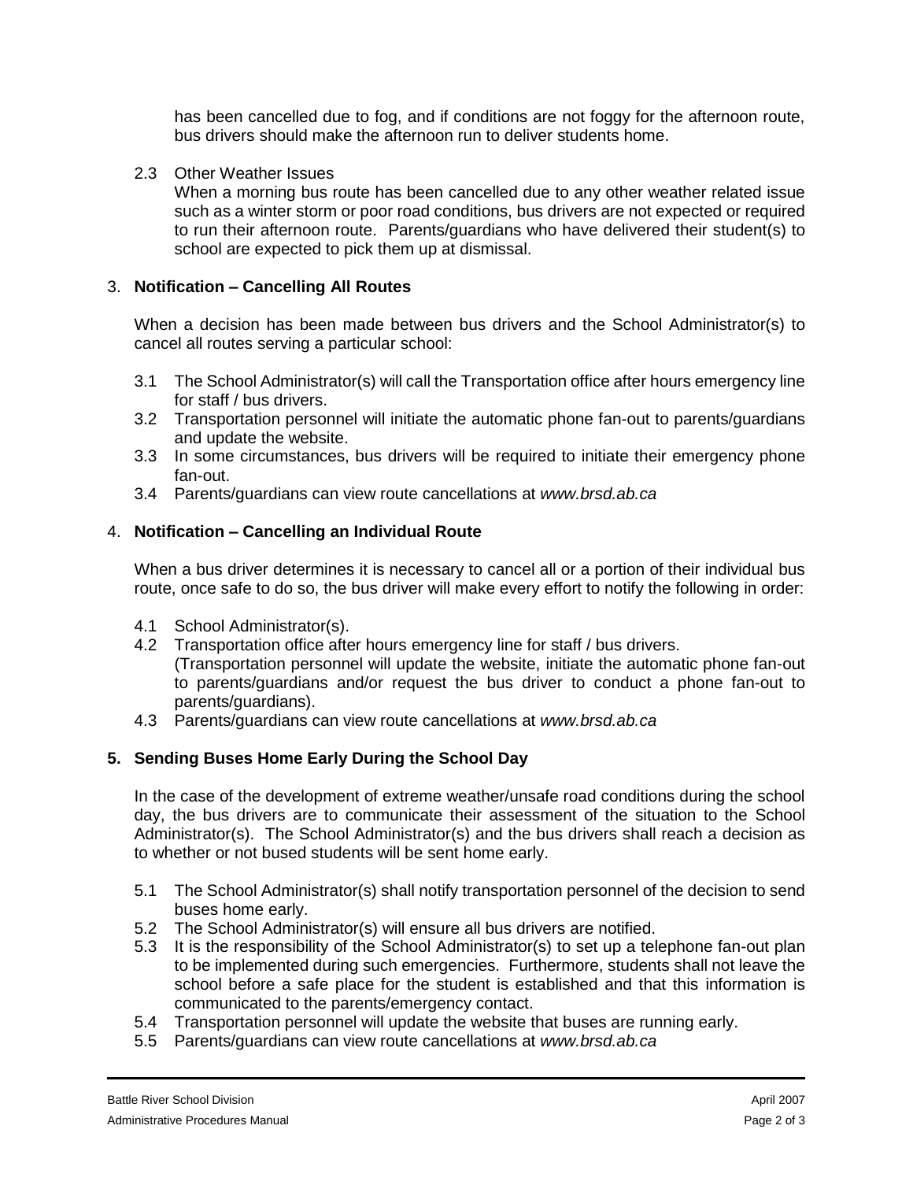has been cancelled due to fog, and if conditions are not foggy for the afternoon route, bus drivers should make the afternoon run to deliver students home.

2.3 Other Weather Issues
When a morning bus route has been cancelled due to any other weather related issue such as a winter storm or poor road conditions, bus drivers are not expected or required to run their afternoon route. Parents/guardians who have delivered their student(s) to school are expected to pick them up at dismissal.

## 3. **Notification – Cancelling All Routes**

When a decision has been made between bus drivers and the School Administrator(s) to cancel all routes serving a particular school:

3.1 The School Administrator(s) will call the Transportation office after hours emergency line for staff / bus drivers.
3.2 Transportation personnel will initiate the automatic phone fan-out to parents/guardians and update the website.
3.3 In some circumstances, bus drivers will be required to initiate their emergency phone fan-out.
3.4 Parents/guardians can view route cancellations at *www.brsd.ab.ca*

## 4. **Notification – Cancelling an Individual Route**

When a bus driver determines it is necessary to cancel all or a portion of their individual bus route, once safe to do so, the bus driver will make every effort to notify the following in order:

4.1 School Administrator(s).
4.2 Transportation office after hours emergency line for staff / bus drivers. (Transportation personnel will update the website, initiate the automatic phone fan-out to parents/guardians and/or request the bus driver to conduct a phone fan-out to parents/guardians).
4.3 Parents/guardians can view route cancellations at *www.brsd.ab.ca*

## 5. Sending Buses Home Early During the School Day

In the case of the development of extreme weather/unsafe road conditions during the school day, the bus drivers are to communicate their assessment of the situation to the School Administrator(s). The School Administrator(s) and the bus drivers shall reach a decision as to whether or not bused students will be sent home early.

5.1 The School Administrator(s) shall notify transportation personnel of the decision to send buses home early.
5.2 The School Administrator(s) will ensure all bus drivers are notified.
5.3 It is the responsibility of the School Administrator(s) to set up a telephone fan-out plan to be implemented during such emergencies. Furthermore, students shall not leave the school before a safe place for the student is established and that this information is communicated to the parents/emergency contact.
5.4 Transportation personnel will update the website that buses are running early.
5.5 Parents/guardians can view route cancellations at *www.brsd.ab.ca*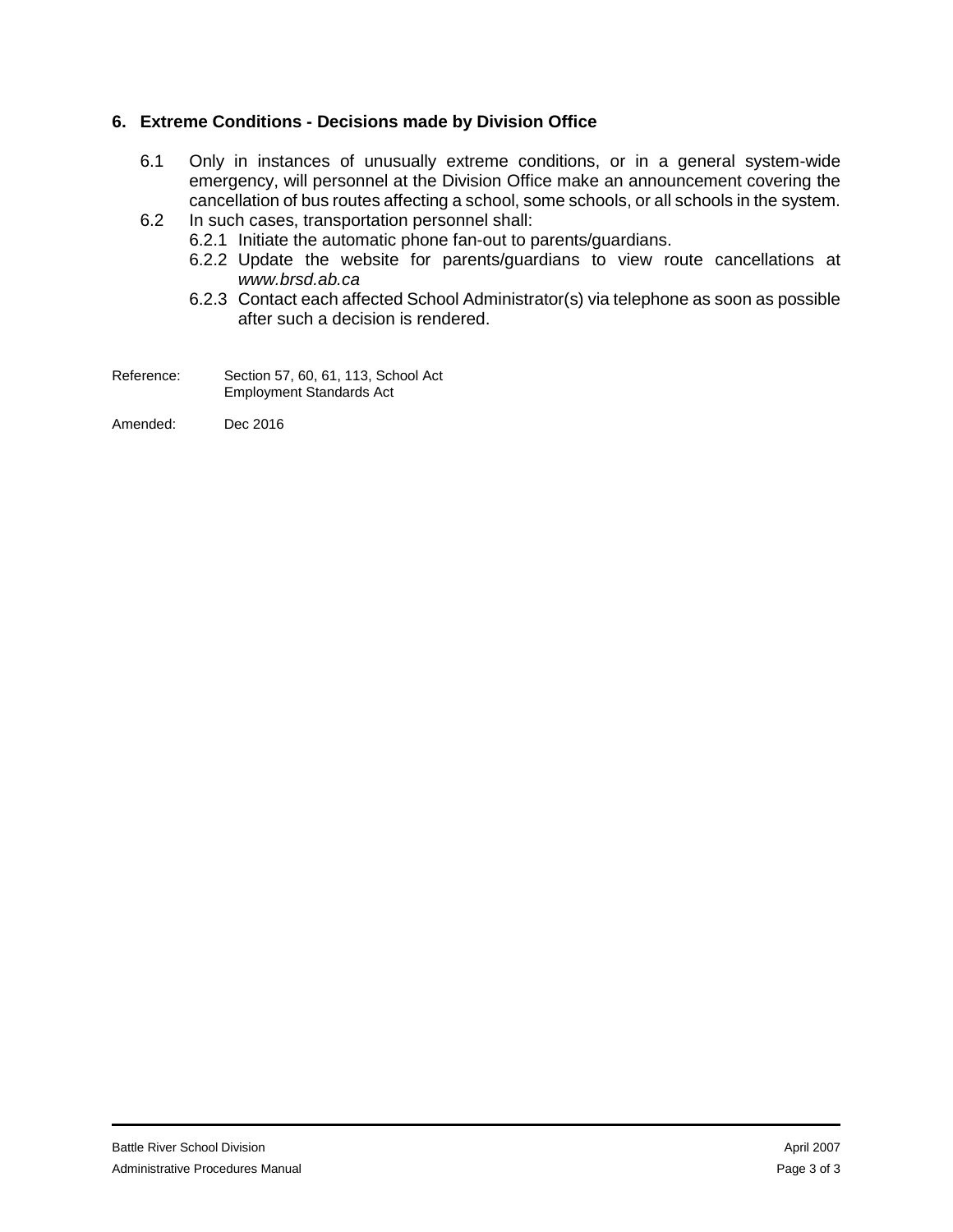## 6. Extreme Conditions - Decisions made by Division Office

6.1 Only in instances of unusually extreme conditions, or in a general system-wide emergency, will personnel at the Division Office make an announcement covering the cancellation of bus routes affecting a school, some schools, or all schools in the system.

6.2 In such cases, transportation personnel shall:

6.2.1 Initiate the automatic phone fan-out to parents/guardians.

6.2.2 Update the website for parents/guardians to view route cancellations at *www.brsd.ab.ca*

6.2.3 Contact each affected School Administrator(s) via telephone as soon as possible after such a decision is rendered.

Reference: Section 57, 60, 61, 113, School Act
Employment Standards Act

Amended: Dec 2016